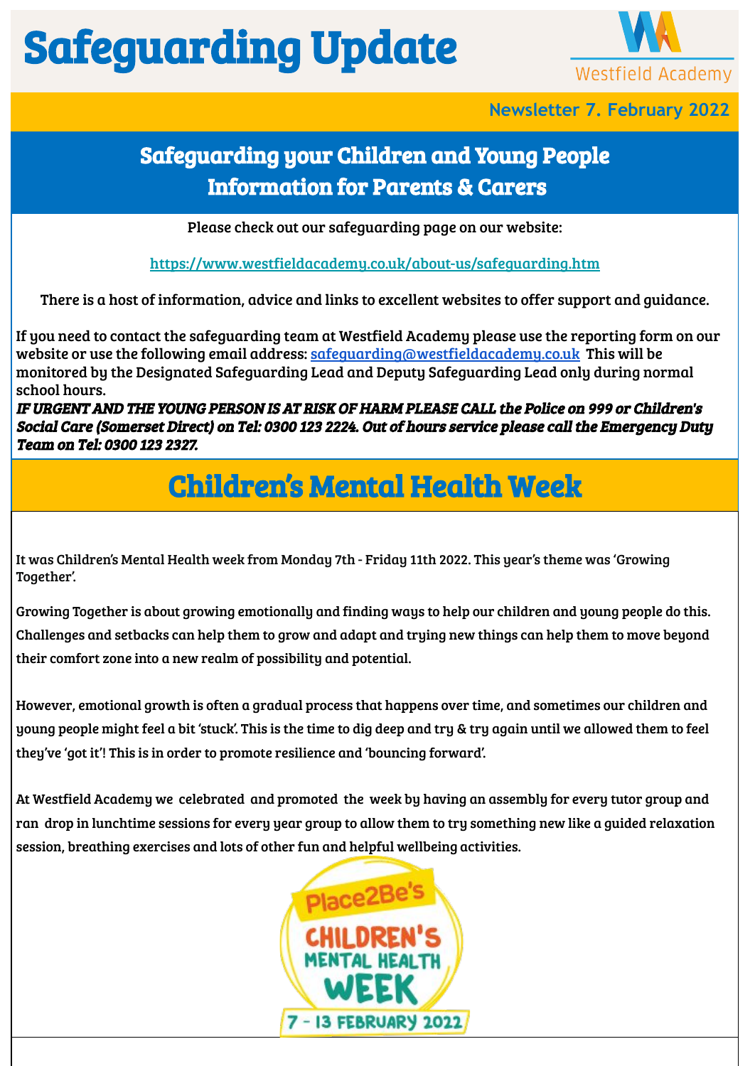# Safeguarding Update

Westfield Academy

Newsletter 7. February 2022

## Safeguarding your Children and Young People
## Information for Parents & Carers

Please check out our safeguarding page on our website:

https://www.westfieldacademy.co.uk/about-us/safeguarding.htm

There is a host of information, advice and links to excellent websites to offer support and guidance.

If you need to contact the safeguarding team at Westfield Academy please use the reporting form on our website or use the following email address: safeguarding@westfieldacademy.co.uk This will be monitored by the Designated Safeguarding Lead and Deputy Safeguarding Lead only during normal school hours.

***IF URGENT AND THE YOUNG PERSON IS AT RISK OF HARM PLEASE CALL the Police on 999 or Children's Social Care (Somerset Direct) on Tel: 0300 123 2224. Out of hours service please call the Emergency Duty Team on Tel: 0300 123 2327.***

## Children's Mental Health Week

It was Children's Mental Health week from Monday 7th - Friday 11th 2022. This year's theme was 'Growing Together'.

Growing Together is about growing emotionally and finding ways to help our children and young people do this. Challenges and setbacks can help them to grow and adapt and trying new things can help them to move beyond their comfort zone into a new realm of possibility and potential.

However, emotional growth is often a gradual process that happens over time, and sometimes our children and young people might feel a bit 'stuck'. This is the time to dig deep and try & try again until we allowed them to feel they've 'got it'! This is in order to promote resilience and 'bouncing forward'.

At Westfield Academy we celebrated and promoted the week by having an assembly for every tutor group and ran drop in lunchtime sessions for every year group to allow them to try something new like a guided relaxation session, breathing exercises and lots of other fun and helpful wellbeing activities.

Place2Be's CHILDREN'S MENTAL HEALTH WEEK 7 - 13 FEBRUARY 2022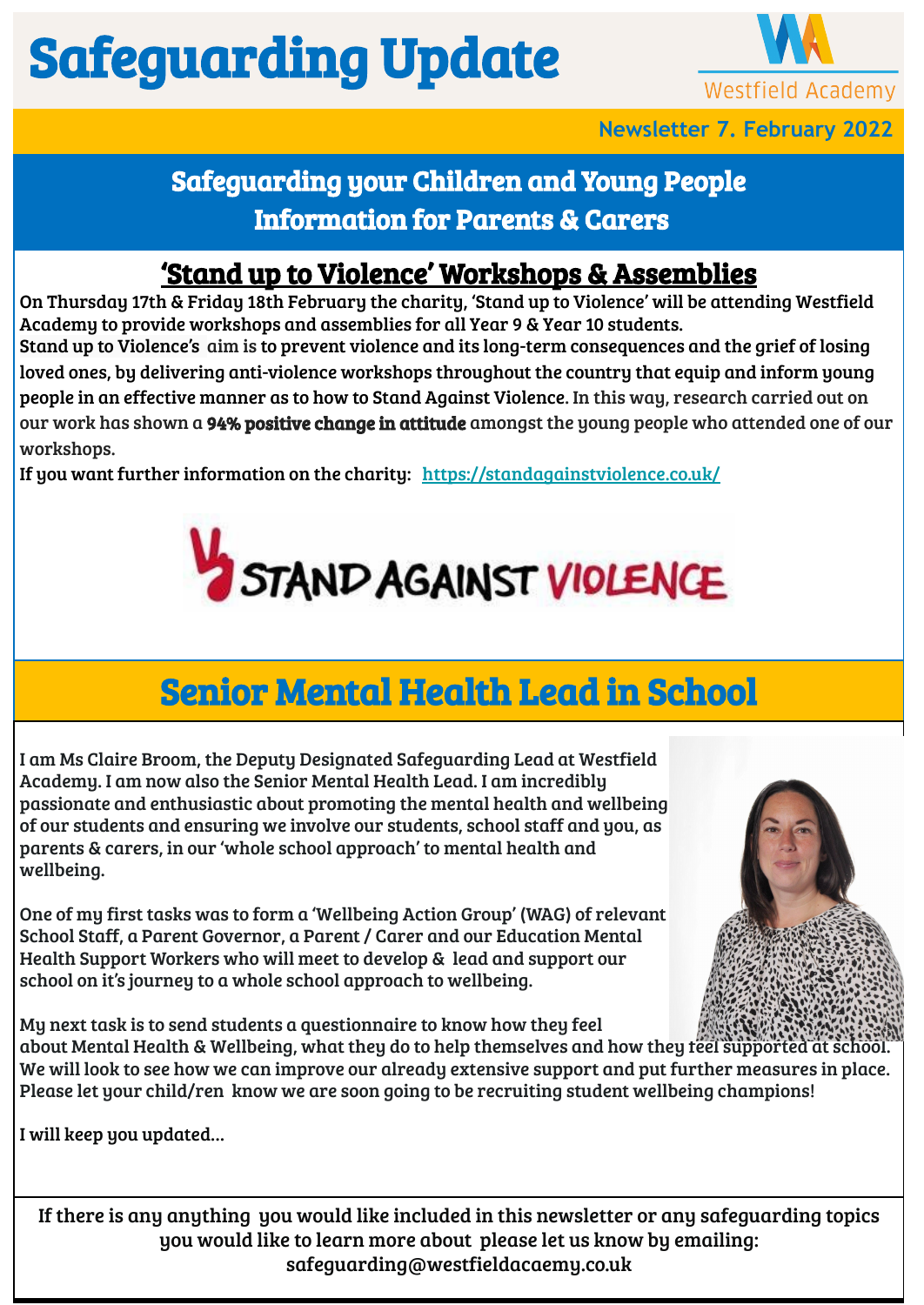# Safeguarding Update

Westfield Academy

Newsletter 7. February 2022

## Safeguarding your Children and Young People
## Information for Parents & Carers

### 'Stand up to Violence' Workshops & Assemblies

**On Thursday 17th & Friday 18th February the charity, 'Stand up to Violence' will be attending Westfield Academy to provide workshops and assemblies for all Year 9 & Year 10 students.**

Stand up to Violence's aim is to prevent violence and its long-term consequences and the grief of losing loved ones, by delivering anti-violence workshops throughout the country that equip and inform young people in an effective manner as to how to Stand Against Violence. In this way, research carried out on our work has shown a **94% positive change in attitude** amongst the young people who attended one of our workshops.

If you want further information on the charity: https://standagainstviolence.co.uk/

STAND AGAINST VIOLENCE

## Senior Mental Health Lead in School

I am Ms Claire Broom, the Deputy Designated Safeguarding Lead at Westfield Academy. I am now also the Senior Mental Health Lead. I am incredibly passionate and enthusiastic about promoting the mental health and wellbeing of our students and ensuring we involve our students, school staff and you, as parents & carers, in our 'whole school approach' to mental health and wellbeing.

One of my first tasks was to form a 'Wellbeing Action Group' (WAG) of relevant School Staff, a Parent Governor, a Parent / Carer and our Education Mental Health Support Workers who will meet to develop & lead and support our school on it's journey to a whole school approach to wellbeing.

My next task is to send students a questionnaire to know how they feel about Mental Health & Wellbeing, what they do to help themselves and how they feel supported at school. We will look to see how we can improve our already extensive support and put further measures in place. Please let your child/ren know we are soon going to be recruiting student wellbeing champions!

I will keep you updated…

If there is any anything you would like included in this newsletter or any safeguarding topics you would like to learn more about please let us know by emailing: safeguarding@westfieldacaemy.co.uk